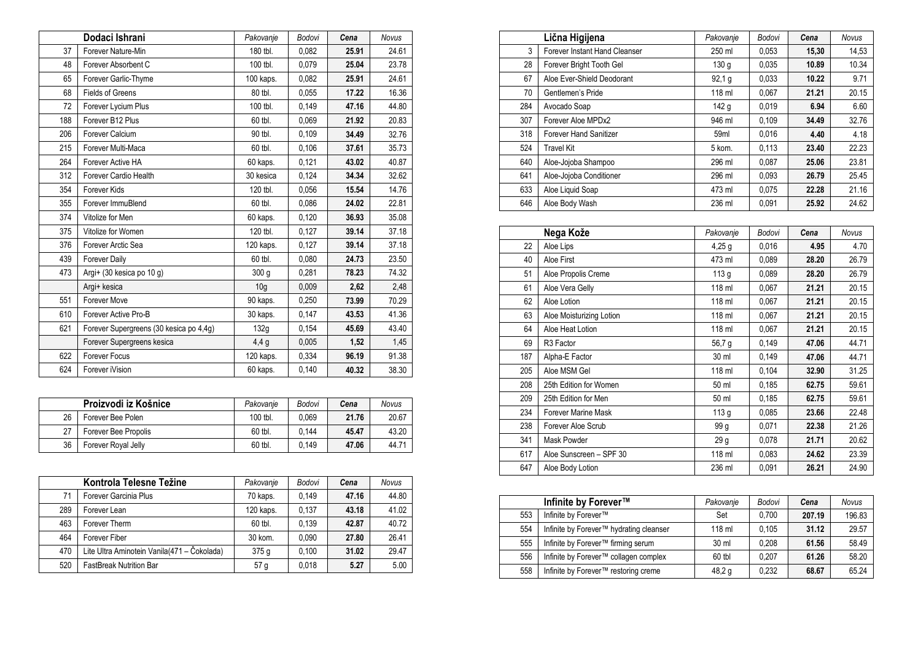| | Dodaci Ishrani | Pakovanje | Bodovi | Cena | Novus |
|---|---|---|---|---|---|
| 37 | Forever Nature-Min | 180 tbl. | 0,082 | **25.91** | 24.61 |
| 48 | Forever Absorbent C | 100 tbl. | 0,079 | **25.04** | 23.78 |
| 65 | Forever Garlic-Thyme | 100 kaps. | 0,082 | **25.91** | 24.61 |
| 68 | Fields of Greens | 80 tbl. | 0,055 | **17.22** | 16.36 |
| 72 | Forever Lycium Plus | 100 tbl. | 0,149 | **47.16** | 44.80 |
| 188 | Forever B12 Plus | 60 tbl. | 0,069 | **21.92** | 20.83 |
| 206 | Forever Calcium | 90 tbl. | 0,109 | **34.49** | 32.76 |
| 215 | Forever Multi-Maca | 60 tbl. | 0,106 | **37.61** | 35.73 |
| 264 | Forever Active HA | 60 kaps. | 0,121 | **43.02** | 40.87 |
| 312 | Forever Cardio Health | 30 kesica | 0,124 | **34.34** | 32.62 |
| 354 | Forever Kids | 120 tbl. | 0,056 | **15.54** | 14.76 |
| 355 | Forever ImmuBlend | 60 tbl. | 0,086 | **24.02** | 22.81 |
| 374 | Vitolize for Men | 60 kaps. | 0,120 | **36.93** | 35.08 |
| 375 | Vitolize for Women | 120 tbl. | 0,127 | **39.14** | 37.18 |
| 376 | Forever Arctic Sea | 120 kaps. | 0,127 | **39.14** | 37.18 |
| 439 | Forever Daily | 60 tbl. | 0,080 | **24.73** | 23.50 |
| 473 | Argi+ (30 kesica po 10 g) | 300 g | 0,281 | **78.23** | 74.32 |
| | Argi+ kesica | 10g | 0,009 | **2,62** | 2,48 |
| 551 | Forever Move | 90 kaps. | 0,250 | **73.99** | 70.29 |
| 610 | Forever Active Pro-B | 30 kaps. | 0,147 | **43.53** | 41.36 |
| 621 | Forever Supergreens (30 kesica po 4,4g) | 132g | 0,154 | **45.69** | 43.40 |
| | Forever Supergreens kesica | 4,4 g | 0,005 | **1,52** | 1,45 |
| 622 | Forever Focus | 120 kaps. | 0,334 | **96.19** | 91.38 |
| 624 | Forever iVision | 60 kaps. | 0,140 | **40.32** | 38.30 |

| | Proizvodi iz Košnice | Pakovanje | Bodovi | Cena | Novus |
|---|---|---|---|---|---|
| 26 | Forever Bee Polen | 100 tbl. | 0,069 | **21.76** | 20.67 |
| 27 | Forever Bee Propolis | 60 tbl. | 0,144 | **45.47** | 43.20 |
| 36 | Forever Royal Jelly | 60 tbl. | 0,149 | **47.06** | 44.71 |

| | Kontrola Telesne Težine | Pakovanje | Bodovi | Cena | Novus |
|---|---|---|---|---|---|
| 71 | Forever Garcinia Plus | 70 kaps. | 0,149 | **47.16** | 44.80 |
| 289 | Forever Lean | 120 kaps. | 0,137 | **43.18** | 41.02 |
| 463 | Forever Therm | 60 tbl. | 0,139 | **42.87** | 40.72 |
| 464 | Forever Fiber | 30 kom. | 0,090 | **27.80** | 26.41 |
| 470 | Lite Ultra Aminotein Vanila(471 – Čokolada) | 375 g | 0,100 | **31.02** | 29.47 |
| 520 | FastBreak Nutrition Bar | 57 g | 0,018 | **5.27** | 5.00 |

| | Lična Higijena | Pakovanje | Bodovi | Cena | Novus |
|---|---|---|---|---|---|
| 3 | Forever Instant Hand Cleanser | 250 ml | 0,053 | **15,30** | 14,53 |
| 28 | Forever Bright Tooth Gel | 130 g | 0,035 | **10.89** | 10.34 |
| 67 | Aloe Ever-Shield Deodorant | 92,1 g | 0,033 | **10.22** | 9.71 |
| 70 | Gentlemen's Pride | 118 ml | 0,067 | **21.21** | 20.15 |
| 284 | Avocado Soap | 142 g | 0,019 | **6.94** | 6.60 |
| 307 | Forever Aloe MPDx2 | 946 ml | 0,109 | **34.49** | 32.76 |
| 318 | Forever Hand Sanitizer | 59ml | 0,016 | **4.40** | 4.18 |
| 524 | Travel Kit | 5 kom. | 0,113 | **23.40** | 22.23 |
| 640 | Aloe-Jojoba Shampoo | 296 ml | 0,087 | **25.06** | 23.81 |
| 641 | Aloe-Jojoba Conditioner | 296 ml | 0,093 | **26.79** | 25.45 |
| 633 | Aloe Liquid Soap | 473 ml | 0,075 | **22.28** | 21.16 |
| 646 | Aloe Body Wash | 236 ml | 0,091 | **25.92** | 24.62 |

| | Nega Kože | Pakovanje | Bodovi | Cena | Novus |
|---|---|---|---|---|---|
| 22 | Aloe Lips | 4,25 g | 0,016 | **4.95** | 4.70 |
| 40 | Aloe First | 473 ml | 0,089 | **28.20** | 26.79 |
| 51 | Aloe Propolis Creme | 113 g | 0,089 | **28.20** | 26.79 |
| 61 | Aloe Vera Gelly | 118 ml | 0,067 | **21.21** | 20.15 |
| 62 | Aloe Lotion | 118 ml | 0,067 | **21.21** | 20.15 |
| 63 | Aloe Moisturizing Lotion | 118 ml | 0,067 | **21.21** | 20.15 |
| 64 | Aloe Heat Lotion | 118 ml | 0,067 | **21.21** | 20.15 |
| 69 | R3 Factor | 56,7 g | 0,149 | **47.06** | 44.71 |
| 187 | Alpha-E Factor | 30 ml | 0,149 | **47.06** | 44.71 |
| 205 | Aloe MSM Gel | 118 ml | 0,104 | **32.90** | 31.25 |
| 208 | 25th Edition for Women | 50 ml | 0,185 | **62.75** | 59.61 |
| 209 | 25th Edition for Men | 50 ml | 0,185 | **62.75** | 59.61 |
| 234 | Forever Marine Mask | 113 g | 0,085 | **23.66** | 22.48 |
| 238 | Forever Aloe Scrub | 99 g | 0,071 | **22.38** | 21.26 |
| 341 | Mask Powder | 29 g | 0,078 | **21.71** | 20.62 |
| 617 | Aloe Sunscreen – SPF 30 | 118 ml | 0,083 | **24.62** | 23.39 |
| 647 | Aloe Body Lotion | 236 ml | 0,091 | **26.21** | 24.90 |

| | Infinite by Forever™ | Pakovanje | Bodovi | Cena | Novus |
|---|---|---|---|---|---|
| 553 | Infinite by Forever™ | Set | 0,700 | **207.19** | 196.83 |
| 554 | Infinite by Forever™ hydrating cleanser | 118 ml | 0,105 | **31.12** | 29.57 |
| 555 | Infinite by Forever™ firming serum | 30 ml | 0,208 | **61.56** | 58.49 |
| 556 | Infinite by Forever™ collagen complex | 60 tbl | 0,207 | **61.26** | 58.20 |
| 558 | Infinite by Forever™ restoring creme | 48,2 g | 0,232 | **68.67** | 65.24 |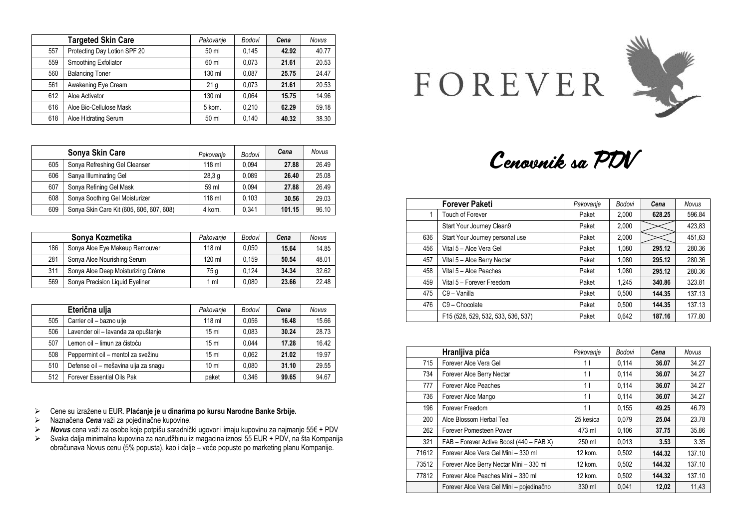| | Targeted Skin Care | Pakovanje | Bodovi | Cena | Novus |
|---|---|---|---|---|---|
| 557 | Protecting Day Lotion SPF 20 | 50 ml | 0,145 | **42.92** | 40.77 |
| 559 | Smoothing Exfoliator | 60 ml | 0,073 | **21.61** | 20.53 |
| 560 | Balancing Toner | 130 ml | 0,087 | **25.75** | 24.47 |
| 561 | Awakening Eye Cream | 21 g | 0,073 | **21.61** | 20.53 |
| 612 | Aloe Activator | 130 ml | 0,064 | **15.75** | 14.96 |
| 616 | Aloe Bio-Cellulose Mask | 5 kom. | 0,210 | **62.29** | 59.18 |
| 618 | Aloe Hidrating Serum | 50 ml | 0,140 | **40.32** | 38.30 |

| | Sonya Skin Care | Pakovanje | Bodovi | Cena | Novus |
|---|---|---|---|---|---|
| 605 | Sonya Refreshing Gel Cleanser | 118 ml | 0,094 | **27.88** | 26.49 |
| 606 | Sanya Illuminating Gel | 28,3 g | 0,089 | **26.40** | 25.08 |
| 607 | Sonya Refining Gel Mask | 59 ml | 0,094 | **27.88** | 26.49 |
| 608 | Sonya Soothing Gel Moisturizer | 118 ml | 0,103 | **30.56** | 29.03 |
| 609 | Sonya Skin Care Kit (605, 606, 607, 608) | 4 kom. | 0,341 | **101.15** | 96.10 |

| | Sonya Kozmetika | Pakovanje | Bodovi | Cena | Novus |
|---|---|---|---|---|---|
| 186 | Sonya Aloe Eye Makeup Remouver | 118 ml | 0,050 | **15.64** | 14.85 |
| 281 | Sonya Aloe Nourishing Serum | 120 ml | 0,159 | **50.54** | 48.01 |
| 311 | Sonya Aloe Deep Moisturizing Crème | 75 g | 0,124 | **34.34** | 32.62 |
| 569 | Sonya Precision Liquid Eyeliner | 1 ml | 0,080 | **23.66** | 22.48 |

| | Eterična ulja | Pakovanje | Bodovi | Cena | Novus |
|---|---|---|---|---|---|
| 505 | Carrier oil – bazno ulje | 118 ml | 0,056 | **16.48** | 15.66 |
| 506 | Lavender oil – lavanda za opuštanje | 15 ml | 0,083 | **30.24** | 28.73 |
| 507 | Lemon oil – limun za čistoću | 15 ml | 0,044 | **17.28** | 16.42 |
| 508 | Peppermint oil – mentol za svežinu | 15 ml | 0,062 | **21.02** | 19.97 |
| 510 | Defense oil – mešavina ulja za snagu | 10 ml | 0,080 | **31.10** | 29.55 |
| 512 | Forever Essential Oils Pak | paket | 0,346 | **99.65** | 94.67 |

- Cene su izražene u EUR. **Plaćanje je u dinarima po kursu Narodne Banke Srbije.**
- Naznačena ***Cena*** važi za pojedinačne kupovine.
- ***Novus*** cena važi za osobe koje potpišu saradnički ugovor i imaju kupovinu za najmanje 55€ + PDV
- Svaka dalja minimalna kupovina za narudžbinu iz magacina iznosi 55 EUR + PDV, na šta Kompanija obračunava Novus cenu (5% popusta), kao i dalje – veće popuste po marketing planu Kompanije.

# FOREVER

## *Cenovnik sa PDV*

| | Forever Paketi | Pakovanje | Bodovi | Cena | Novus |
|---|---|---|---|---|---|
| 1 | Touch of Forever | Paket | 2,000 | **628.25** | 596.84 |
| | Start Your Journey Clean9 | Paket | 2,000 | | 423,83 |
| 636 | Start Your Journey personal use | Paket | 2,000 | | 451,63 |
| 456 | Vital 5 – Aloe Vera Gel | Paket | 1,080 | **295.12** | 280.36 |
| 457 | Vital 5 – Aloe Berry Nectar | Paket | 1,080 | **295.12** | 280.36 |
| 458 | Vital 5 – Aloe Peaches | Paket | 1,080 | **295.12** | 280.36 |
| 459 | Vital 5 – Forever Freedom | Paket | 1,245 | **340.86** | 323.81 |
| 475 | C9 – Vanilla | Paket | 0,500 | **144.35** | 137.13 |
| 476 | C9 – Chocolate | Paket | 0,500 | **144.35** | 137.13 |
| | F15 (528, 529, 532, 533, 536, 537) | Paket | 0,642 | **187.16** | 177.80 |

| | Hranljiva pića | Pakovanje | Bodovi | Cena | Novus |
|---|---|---|---|---|---|
| 715 | Forever Aloe Vera Gel | 1 l | 0,114 | **36.07** | 34.27 |
| 734 | Forever Aloe Berry Nectar | 1 l | 0,114 | **36.07** | 34.27 |
| 777 | Forever Aloe Peaches | 1 l | 0,114 | **36.07** | 34.27 |
| 736 | Forever Aloe Mango | 1 l | 0,114 | **36.07** | 34.27 |
| 196 | Forever Freedom | 1 l | 0,155 | **49.25** | 46.79 |
| 200 | Aloe Blossom Herbal Tea | 25 kesica | 0,079 | **25.04** | 23.78 |
| 262 | Forever Pomesteen Power | 473 ml | 0,106 | **37.75** | 35.86 |
| 321 | FAB – Forever Active Boost (440 – FAB X) | 250 ml | 0,013 | **3.53** | 3.35 |
| 71612 | Forever Aloe Vera Gel Mini – 330 ml | 12 kom. | 0,502 | **144.32** | 137.10 |
| 73512 | Forever Aloe Berry Nectar Mini – 330 ml | 12 kom. | 0,502 | **144.32** | 137.10 |
| 77812 | Forever Aloe Peaches Mini – 330 ml | 12 kom. | 0,502 | **144.32** | 137.10 |
| | Forever Aloe Vera Gel Mini – pojedinačno | 330 ml | 0,041 | **12,02** | 11,43 |